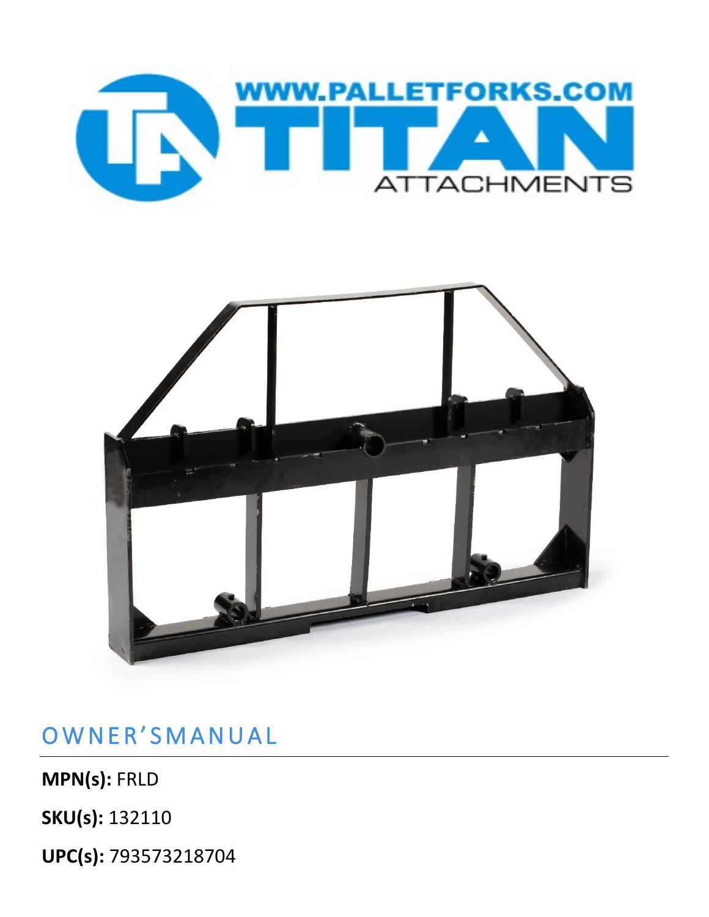WWW.PALLETFORKS.COM

TITAN

ATTACHMENTS

# OWNER'S MANUAL

**MPN(s):** FRLD

**SKU(s):** 132110

**UPC(s):** 793573218704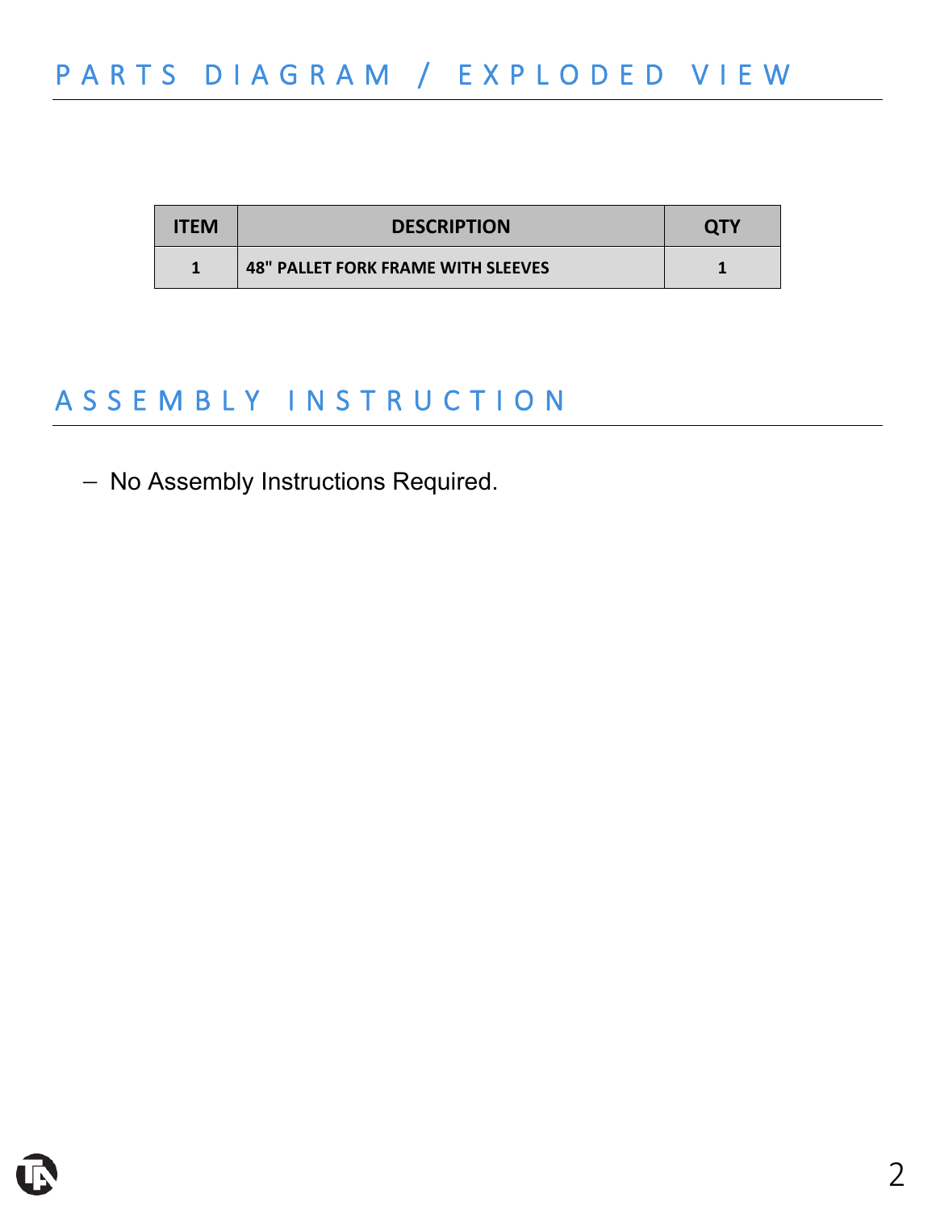## PARTS DIAGRAM / EXPLODED VIEW

| ITEM | DESCRIPTION | QTY |
|---|---|---|
| 1 | 48" PALLET FORK FRAME WITH SLEEVES | 1 |

## ASSEMBLY INSTRUCTION

- No Assembly Instructions Required.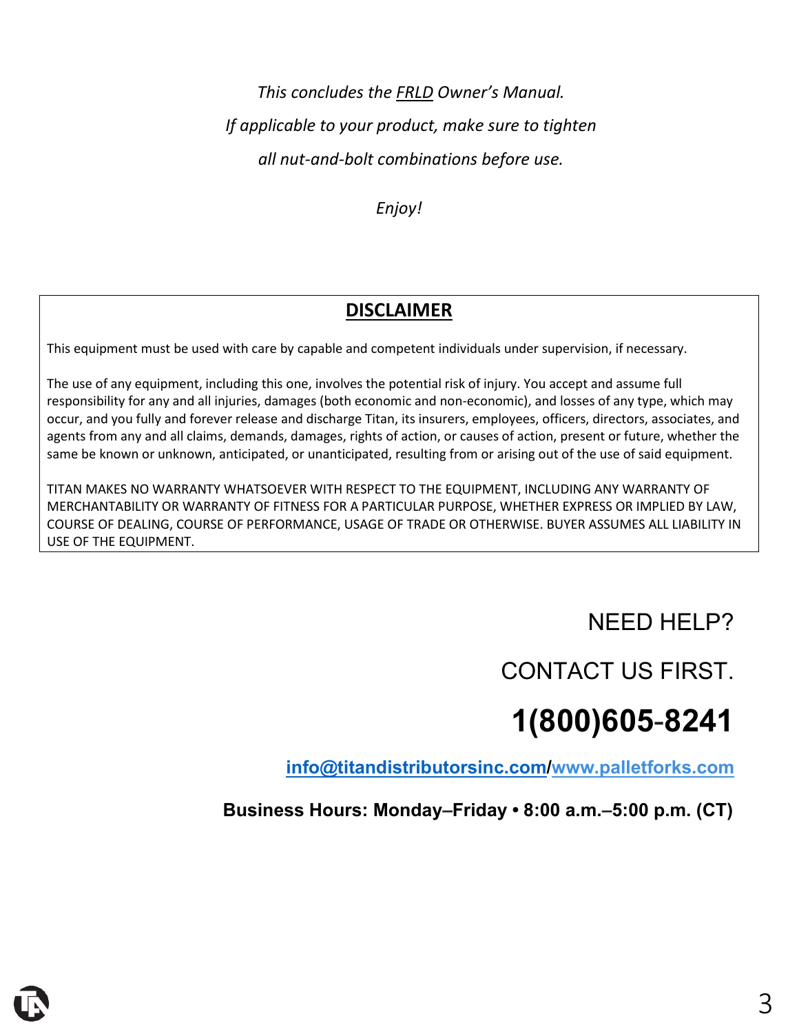*This concludes the FRLD Owner's Manual.*

*If applicable to your product, make sure to tighten*

*all nut-and-bolt combinations before use.*

*Enjoy!*

## DISCLAIMER

This equipment must be used with care by capable and competent individuals under supervision, if necessary.

The use of any equipment, including this one, involves the potential risk of injury. You accept and assume full responsibility for any and all injuries, damages (both economic and non-economic), and losses of any type, which may occur, and you fully and forever release and discharge Titan, its insurers, employees, officers, directors, associates, and agents from any and all claims, demands, damages, rights of action, or causes of action, present or future, whether the same be known or unknown, anticipated, or unanticipated, resulting from or arising out of the use of said equipment.

TITAN MAKES NO WARRANTY WHATSOEVER WITH RESPECT TO THE EQUIPMENT, INCLUDING ANY WARRANTY OF MERCHANTABILITY OR WARRANTY OF FITNESS FOR A PARTICULAR PURPOSE, WHETHER EXPRESS OR IMPLIED BY LAW, COURSE OF DEALING, COURSE OF PERFORMANCE, USAGE OF TRADE OR OTHERWISE. BUYER ASSUMES ALL LIABILITY IN USE OF THE EQUIPMENT.

NEED HELP?

CONTACT US FIRST.

**1(800)605-8241**

**info@titandistributorsinc.com/www.palletforks.com**

**Business Hours: Monday–Friday • 8:00 a.m.–5:00 p.m. (CT)**